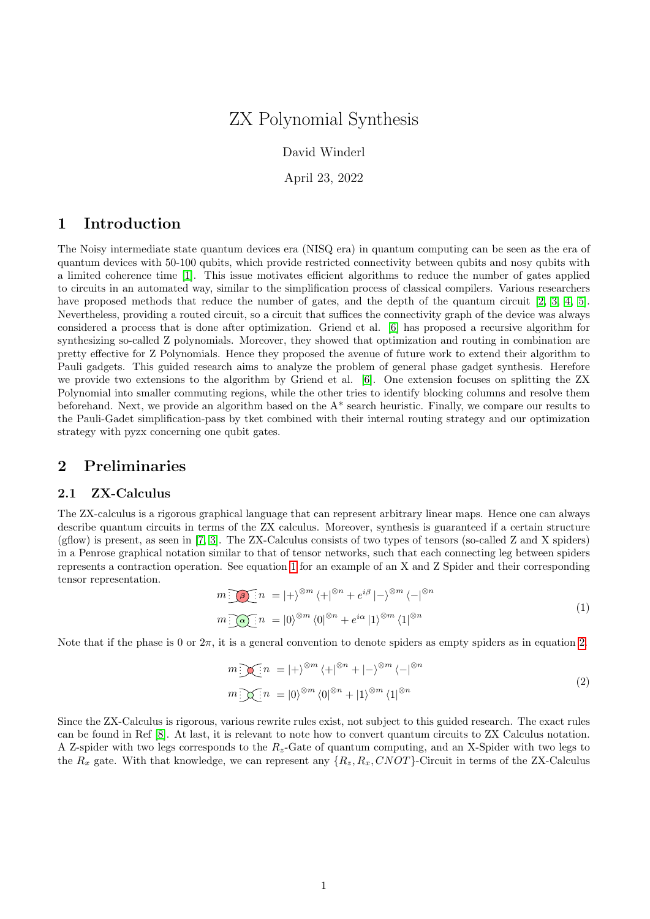# ZX Polynomial Synthesis

David Winderl

April 23, 2022

## 1 Introduction

The Noisy intermediate state quantum devices era (NISQ era) in quantum computing can be seen as the era of quantum devices with 50-100 qubits, which provide restricted connectivity between qubits and nosy qubits with a limited coherence time [1]. This issue motivates efficient algorithms to reduce the number of gates applied to circuits in an automated way, similar to the simplification process of classical compilers. Various researchers have proposed methods that reduce the number of gates, and the depth of the quantum circuit [2, 3, 4, 5]. Nevertheless, providing a routed circuit, so a circuit that suffices the connectivity graph of the device was always considered a process that is done after optimization. Griend et al. [6] has proposed a recursive algorithm for synthesizing so-called Z polynomials. Moreover, they showed that optimization and routing in combination are pretty effective for Z Polynomials. Hence they proposed the avenue of future work to extend their algorithm to Pauli gadgets. This guided research aims to analyze the problem of general phase gadget synthesis. Herefore we provide two extensions to the algorithm by Griend et al. [6]. One extension focuses on splitting the ZX Polynomial into smaller commuting regions, while the other tries to identify blocking columns and resolve them beforehand. Next, we provide an algorithm based on the A* search heuristic. Finally, we compare our results to the Pauli-Gadet simplification-pass by tket combined with their internal routing strategy and our optimization strategy with pyzx concerning one qubit gates.

## 2 Preliminaries

### 2.1 ZX-Calculus

The ZX-calculus is a rigorous graphical language that can represent arbitrary linear maps. Hence one can always describe quantum circuits in terms of the ZX calculus. Moreover, synthesis is guaranteed if a certain structure (gflow) is present, as seen in [7, 3]. The ZX-Calculus consists of two types of tensors (so-called Z and X spiders) in a Penrose graphical notation similar to that of tensor networks, such that each connecting leg between spiders represents a contraction operation. See equation 1 for an example of an X and Z Spider and their corresponding tensor representation.

$$
\begin{aligned}
m \, (\beta)_X \, n &= |+\rangle^{\otimes m} \langle +|^{\otimes n} + e^{i\beta} |-\rangle^{\otimes m} \langle -|^{\otimes n} \\
m \, (\alpha)_Z \, n &= |0\rangle^{\otimes m} \langle 0|^{\otimes n} + e^{i\alpha} |1\rangle^{\otimes m} \langle 1|^{\otimes n}
\end{aligned} \tag{1}
$$

Note that if the phase is 0 or $2\pi$, it is a general convention to denote spiders as empty spiders as in equation 2.

$$
\begin{aligned}
m \, ()_X \, n &= |+\rangle^{\otimes m} \langle +|^{\otimes n} + |-\rangle^{\otimes m} \langle -|^{\otimes n} \\
m \, ()_Z \, n &= |0\rangle^{\otimes m} \langle 0|^{\otimes n} + |1\rangle^{\otimes m} \langle 1|^{\otimes n}
\end{aligned} \tag{2}
$$

Since the ZX-Calculus is rigorous, various rewrite rules exist, not subject to this guided research. The exact rules can be found in Ref [8]. At last, it is relevant to note how to convert quantum circuits to ZX Calculus notation. A Z-spider with two legs corresponds to the $R_z$-Gate of quantum computing, and an X-Spider with two legs to the $R_x$ gate. With that knowledge, we can represent any $\{R_z, R_x, CNOT\}$-Circuit in terms of the ZX-Calculus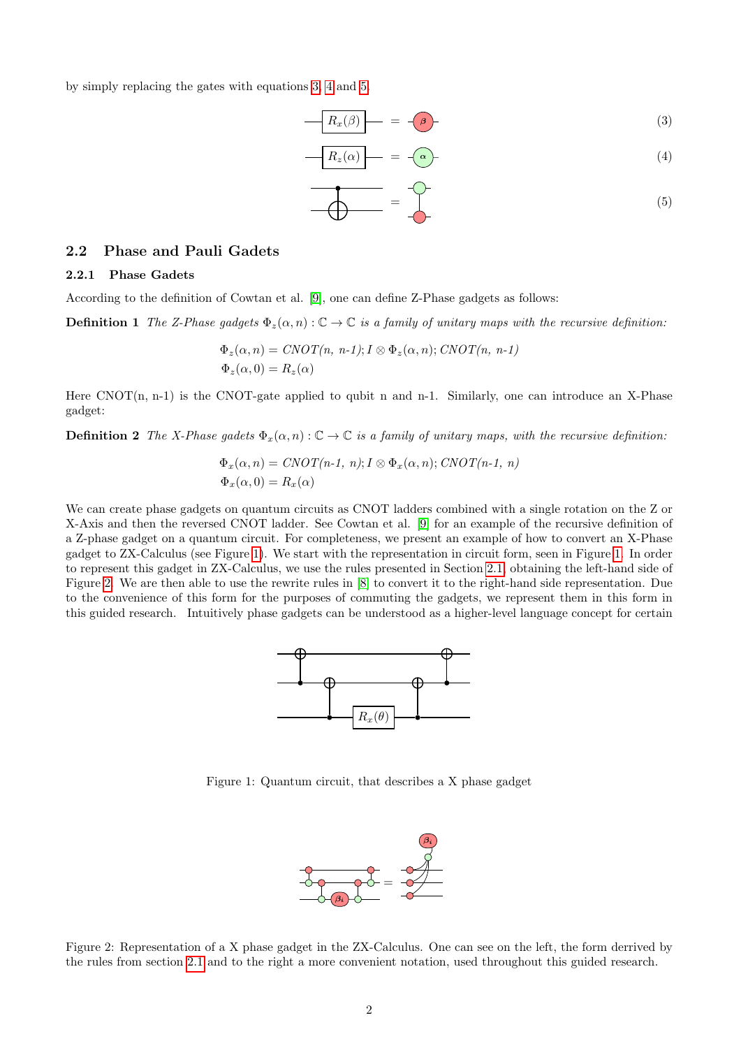by simply replacing the gates with equations 3, 4 and 5.

$$-\boxed{R_x(\beta)}- \;=\; -(\beta)- \tag{3}$$

$$-\boxed{R_z(\alpha)}- \;=\; -(\alpha)- \tag{4}$$

$$\text{CNOT} \;=\; \text{green spider connected to red spider} \tag{5}$$

## 2.2 Phase and Pauli Gadets

### 2.2.1 Phase Gadets

According to the definition of Cowtan et al. [9], one can define Z-Phase gadgets as follows:

**Definition 1** *The Z-Phase gadgets $\Phi_z(\alpha, n) : \mathbb{C} \to \mathbb{C}$ is a family of unitary maps with the recursive definition:*

$$\Phi_z(\alpha, n) = CNOT(n,\ n\text{-}1); I \otimes \Phi_z(\alpha, n); CNOT(n,\ n\text{-}1)$$
$$\Phi_z(\alpha, 0) = R_z(\alpha)$$

Here CNOT(n, n-1) is the CNOT-gate applied to qubit n and n-1. Similarly, one can introduce an X-Phase gadget:

**Definition 2** *The X-Phase gadets $\Phi_x(\alpha, n) : \mathbb{C} \to \mathbb{C}$ is a family of unitary maps, with the recursive definition:*

$$\Phi_x(\alpha, n) = CNOT(n\text{-}1,\ n); I \otimes \Phi_x(\alpha, n); CNOT(n\text{-}1,\ n)$$
$$\Phi_x(\alpha, 0) = R_x(\alpha)$$

We can create phase gadgets on quantum circuits as CNOT ladders combined with a single rotation on the Z or X-Axis and then the reversed CNOT ladder. See Cowtan et al. [9] for an example of the recursive definition of a Z-phase gadget on a quantum circuit. For completeness, we present an example of how to convert an X-Phase gadget to ZX-Calculus (see Figure 1). We start with the representation in circuit form, seen in Figure 1. In order to represent this gadget in ZX-Calculus, we use the rules presented in Section 2.1, obtaining the left-hand side of Figure 2. We are then able to use the rewrite rules in [8] to convert it to the right-hand side representation. Due to the convenience of this form for the purposes of commuting the gadgets, we represent them in this form in this guided research. Intuitively phase gadgets can be understood as a higher-level language concept for certain

Figure 1: Quantum circuit, that describes a X phase gadget

Figure 2: Representation of a X phase gadget in the ZX-Calculus. One can see on the left, the form derrived by the rules from section 2.1 and to the right a more convenient notation, used throughout this guided research.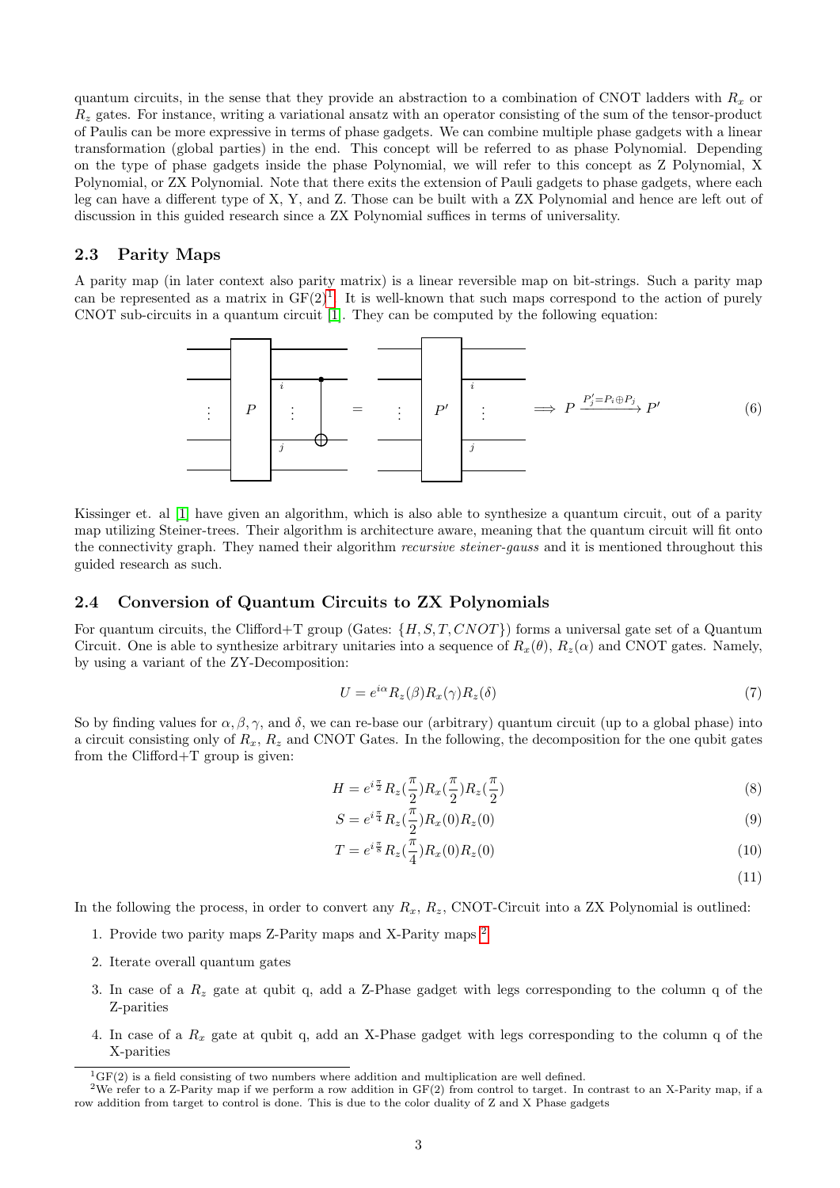quantum circuits, in the sense that they provide an abstraction to a combination of CNOT ladders with $R_x$ or $R_z$ gates. For instance, writing a variational ansatz with an operator consisting of the sum of the tensor-product of Paulis can be more expressive in terms of phase gadgets. We can combine multiple phase gadgets with a linear transformation (global parties) in the end. This concept will be referred to as phase Polynomial. Depending on the type of phase gadgets inside the phase Polynomial, we will refer to this concept as Z Polynomial, X Polynomial, or ZX Polynomial. Note that there exits the extension of Pauli gadgets to phase gadgets, where each leg can have a different type of X, Y, and Z. Those can be built with a ZX Polynomial and hence are left out of discussion in this guided research since a ZX Polynomial suffices in terms of universality.

## 2.3 Parity Maps

A parity map (in later context also parity matrix) is a linear reversible map on bit-strings. Such a parity map can be represented as a matrix in GF(2)[1]. It is well-known that such maps correspond to the action of purely CNOT sub-circuits in a quantum circuit [1]. They can be computed by the following equation:

$$P \xrightarrow{P'_j = P_i \oplus P_j} P' \tag{6}$$

Kissinger et. al [1] have given an algorithm, which is also able to synthesize a quantum circuit, out of a parity map utilizing Steiner-trees. Their algorithm is architecture aware, meaning that the quantum circuit will fit onto the connectivity graph. They named their algorithm *recursive steiner-gauss* and it is mentioned throughout this guided research as such.

## 2.4 Conversion of Quantum Circuits to ZX Polynomials

For quantum circuits, the Clifford+T group (Gates: $\{H, S, T, CNOT\}$) forms a universal gate set of a Quantum Circuit. One is able to synthesize arbitrary unitaries into a sequence of $R_x(\theta)$, $R_z(\alpha)$ and CNOT gates. Namely, by using a variant of the ZY-Decomposition:

$$U = e^{i\alpha} R_z(\beta) R_x(\gamma) R_z(\delta) \tag{7}$$

So by finding values for $\alpha, \beta, \gamma$, and $\delta$, we can re-base our (arbitrary) quantum circuit (up to a global phase) into a circuit consisting only of $R_x$, $R_z$ and CNOT Gates. In the following, the decomposition for the one qubit gates from the Clifford+T group is given:

$$H = e^{i\frac{\pi}{2}} R_z(\frac{\pi}{2}) R_x(\frac{\pi}{2}) R_z(\frac{\pi}{2}) \tag{8}$$

$$S = e^{i\frac{\pi}{4}} R_z(\frac{\pi}{2}) R_x(0) R_z(0) \tag{9}$$

$$T = e^{i\frac{\pi}{8}} R_z(\frac{\pi}{4}) R_x(0) R_z(0) \tag{10}$$

$$\tag{11}$$

In the following the process, in order to convert any $R_x$, $R_z$, CNOT-Circuit into a ZX Polynomial is outlined:

1. Provide two parity maps Z-Parity maps and X-Parity maps [2]
2. Iterate overall quantum gates
3. In case of a $R_z$ gate at qubit q, add a Z-Phase gadget with legs corresponding to the column q of the Z-parities
4. In case of a $R_x$ gate at qubit q, add an X-Phase gadget with legs corresponding to the column q of the X-parities

[1] GF(2) is a field consisting of two numbers where addition and multiplication are well defined.

[2] We refer to a Z-Parity map if we perform a row addition in GF(2) from control to target. In contrast to an X-Parity map, if a row addition from target to control is done. This is due to the color duality of Z and X Phase gadgets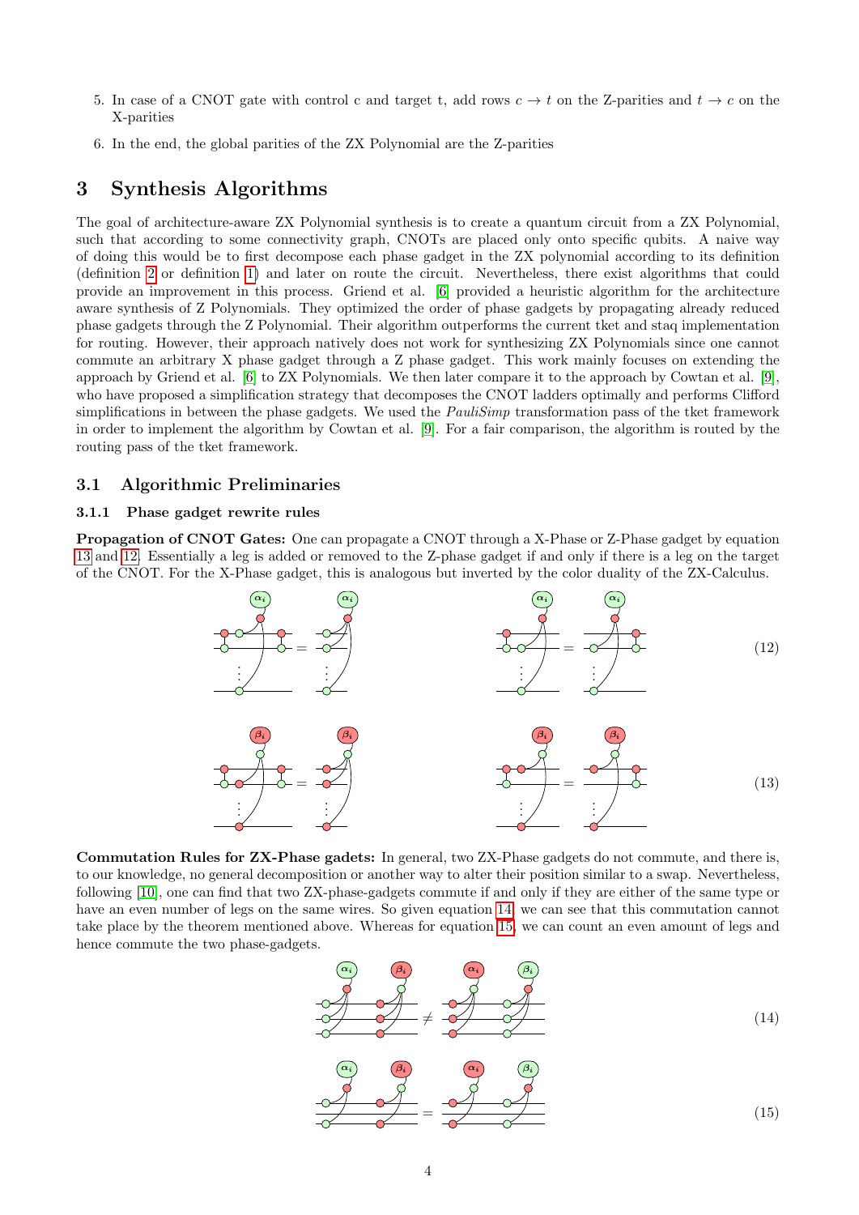5. In case of a CNOT gate with control c and target t, add rows $c \rightarrow t$ on the Z-parities and $t \rightarrow c$ on the X-parities
6. In the end, the global parities of the ZX Polynomial are the Z-parities

# 3 Synthesis Algorithms

The goal of architecture-aware ZX Polynomial synthesis is to create a quantum circuit from a ZX Polynomial, such that according to some connectivity graph, CNOTs are placed only onto specific qubits. A naive way of doing this would be to first decompose each phase gadget in the ZX polynomial according to its definition (definition 2 or definition 1) and later on route the circuit. Nevertheless, there exist algorithms that could provide an improvement in this process. Griend et al. [6] provided a heuristic algorithm for the architecture aware synthesis of Z Polynomials. They optimized the order of phase gadgets by propagating already reduced phase gadgets through the Z Polynomial. Their algorithm outperforms the current tket and staq implementation for routing. However, their approach natively does not work for synthesizing ZX Polynomials since one cannot commute an arbitrary X phase gadget through a Z phase gadget. This work mainly focuses on extending the approach by Griend et al. [6] to ZX Polynomials. We then later compare it to the approach by Cowtan et al. [9], who have proposed a simplification strategy that decomposes the CNOT ladders optimally and performs Clifford simplifications in between the phase gadgets. We used the *PauliSimp* transformation pass of the tket framework in order to implement the algorithm by Cowtan et al. [9]. For a fair comparison, the algorithm is routed by the routing pass of the tket framework.

## 3.1 Algorithmic Preliminaries

### 3.1.1 Phase gadget rewrite rules

**Propagation of CNOT Gates:** One can propagate a CNOT through a X-Phase or Z-Phase gadget by equation 13 and 12. Essentially a leg is added or removed to the Z-phase gadget if and only if there is a leg on the target of the CNOT. For the X-Phase gadget, this is analogous but inverted by the color duality of the ZX-Calculus.

(12)

(13)

**Commutation Rules for ZX-Phase gadets:** In general, two ZX-Phase gadgets do not commute, and there is, to our knowledge, no general decomposition or another way to alter their position similar to a swap. Nevertheless, following [10], one can find that two ZX-phase-gadgets commute if and only if they are either of the same type or have an even number of legs on the same wires. So given equation 14, we can see that this commutation cannot take place by the theorem mentioned above. Whereas for equation 15, we can count an even amount of legs and hence commute the two phase-gadgets.

(14)

(15)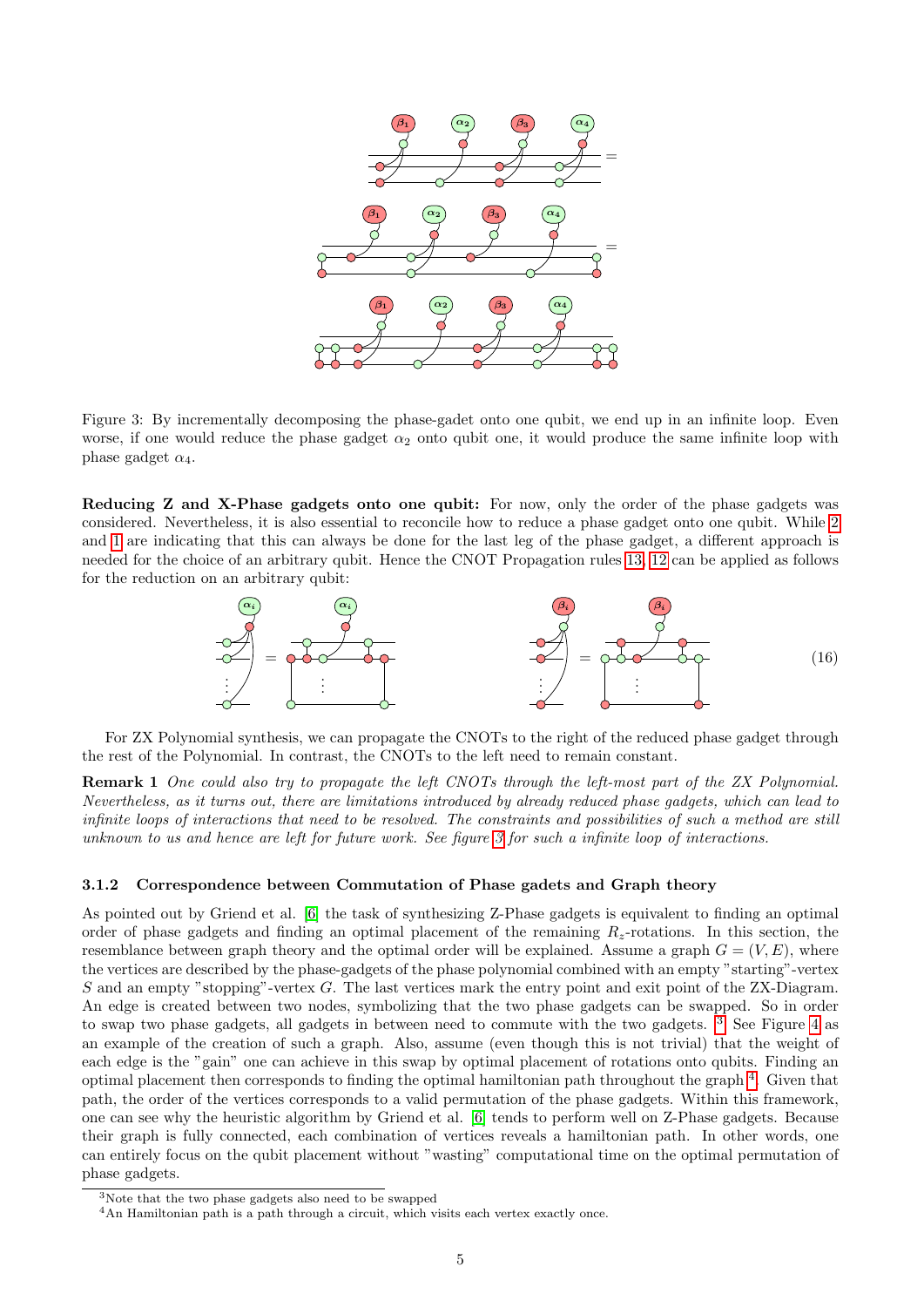Figure 3: By incrementally decomposing the phase-gadet onto one qubit, we end up in an infinite loop. Even worse, if one would reduce the phase gadget $\alpha_2$ onto qubit one, it would produce the same infinite loop with phase gadget $\alpha_4$.

**Reducing Z and X-Phase gadgets onto one qubit:** For now, only the order of the phase gadgets was considered. Nevertheless, it is also essential to reconcile how to reduce a phase gadget onto one qubit. While 2 and 1 are indicating that this can always be done for the last leg of the phase gadget, a different approach is needed for the choice of an arbitrary qubit. Hence the CNOT Propagation rules 13, 12 can be applied as follows for the reduction on an arbitrary qubit:

$$(16)$$

For ZX Polynomial synthesis, we can propagate the CNOTs to the right of the reduced phase gadget through the rest of the Polynomial. In contrast, the CNOTs to the left need to remain constant.

**Remark 1** *One could also try to propagate the left CNOTs through the left-most part of the ZX Polynomial. Nevertheless, as it turns out, there are limitations introduced by already reduced phase gadgets, which can lead to infinite loops of interactions that need to be resolved. The constraints and possibilities of such a method are still unknown to us and hence are left for future work. See figure 3 for such a infinite loop of interactions.*

### 3.1.2 Correspondence between Commutation of Phase gadets and Graph theory

As pointed out by Griend et al. [6] the task of synthesizing Z-Phase gadgets is equivalent to finding an optimal order of phase gadgets and finding an optimal placement of the remaining $R_z$-rotations. In this section, the resemblance between graph theory and the optimal order will be explained. Assume a graph $G = (V, E)$, where the vertices are described by the phase-gadgets of the phase polynomial combined with an empty "starting"-vertex $S$ and an empty "stopping"-vertex $G$. The last vertices mark the entry point and exit point of the ZX-Diagram. An edge is created between two nodes, symbolizing that the two phase gadgets can be swapped. So in order to swap two phase gadgets, all gadgets in between need to commute with the two gadgets. [3] See Figure 4 as an example of the creation of such a graph. Also, assume (even though this is not trivial) that the weight of each edge is the "gain" one can achieve in this swap by optimal placement of rotations onto qubits. Finding an optimal placement then corresponds to finding the optimal hamiltonian path throughout the graph [4]. Given that path, the order of the vertices corresponds to a valid permutation of the phase gadgets. Within this framework, one can see why the heuristic algorithm by Griend et al. [6] tends to perform well on Z-Phase gadgets. Because their graph is fully connected, each combination of vertices reveals a hamiltonian path. In other words, one can entirely focus on the qubit placement without "wasting" computational time on the optimal permutation of phase gadgets.

[3] Note that the two phase gadgets also need to be swapped

[4] An Hamiltonian path is a path through a circuit, which visits each vertex exactly once.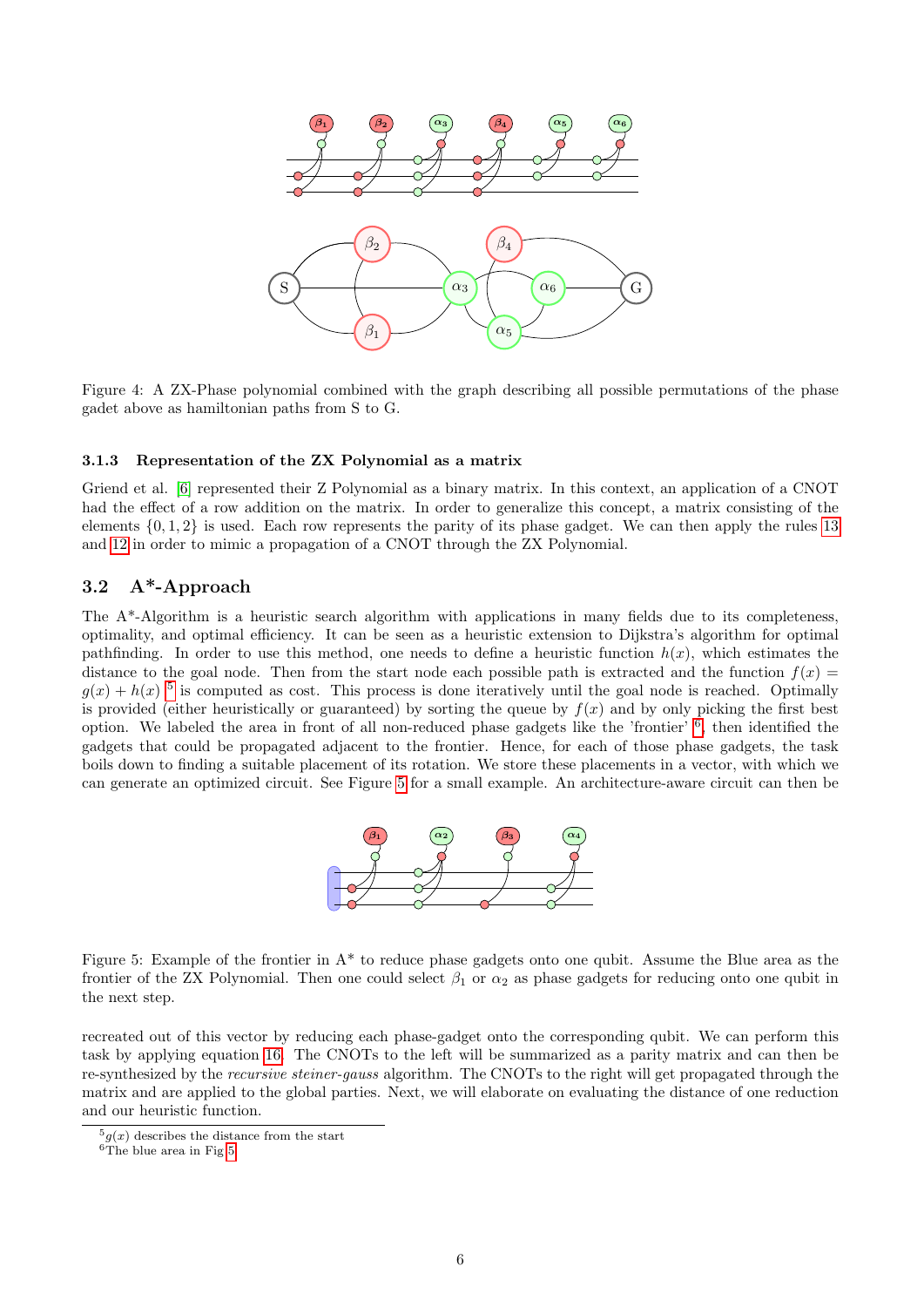Figure 4: A ZX-Phase polynomial combined with the graph describing all possible permutations of the phase gadget above as hamiltonian paths from S to G.

#### 3.1.3 Representation of the ZX Polynomial as a matrix

Griend et al. [6] represented their Z Polynomial as a binary matrix. In this context, an application of a CNOT had the effect of a row addition on the matrix. In order to generalize this concept, a matrix consisting of the elements $\{0, 1, 2\}$ is used. Each row represents the parity of its phase gadget. We can then apply the rules 13 and 12 in order to mimic a propagation of a CNOT through the ZX Polynomial.

### 3.2 A*-Approach

The A*-Algorithm is a heuristic search algorithm with applications in many fields due to its completeness, optimality, and optimal efficiency. It can be seen as a heuristic extension to Dijkstra's algorithm for optimal pathfinding. In order to use this method, one needs to define a heuristic function $h(x)$, which estimates the distance to the goal node. Then from the start node each possible path is extracted and the function $f(x) = g(x) + h(x)$ [5] is computed as cost. This process is done iteratively until the goal node is reached. Optimally is provided (either heuristically or guaranteed) by sorting the queue by $f(x)$ and by only picking the first best option. We labeled the area in front of all non-reduced phase gadgets like the 'frontier' [6], then identified the gadgets that could be propagated adjacent to the frontier. Hence, for each of those phase gadgets, the task boils down to finding a suitable placement of its rotation. We store these placements in a vector, with which we can generate an optimized circuit. See Figure 5 for a small example. An architecture-aware circuit can then be recreated out of this vector by reducing each phase-gadget onto the corresponding qubit. We can perform this task by applying equation 16. The CNOTs to the left will be summarized as a parity matrix and can then be re-synthesized by the *recursive steiner-gauss* algorithm. The CNOTs to the right will get propagated through the matrix and are applied to the global parties. Next, we will elaborate on evaluating the distance of one reduction and our heuristic function.

Figure 5: Example of the frontier in A* to reduce phase gadgets onto one qubit. Assume the Blue area as the frontier of the ZX Polynomial. Then one could select $\beta_1$ or $\alpha_2$ as phase gadgets for reducing onto one qubit in the next step.

[5] $g(x)$ describes the distance from the start

[6] The blue area in Fig 5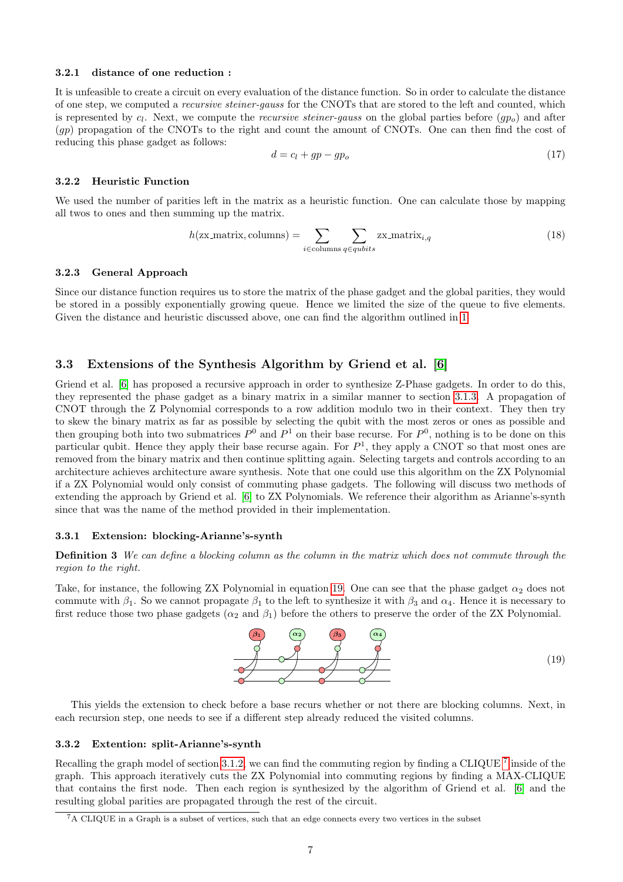### 3.2.1 distance of one reduction :

It is unfeasible to create a circuit on every evaluation of the distance function. So in order to calculate the distance of one step, we computed a *recursive steiner-gauss* for the CNOTs that are stored to the left and counted, which is represented by $c_l$. Next, we compute the *recursive steiner-gauss* on the global parties before ($gp_o$) and after ($gp$) propagation of the CNOTs to the right and count the amount of CNOTs. One can then find the cost of reducing this phase gadget as follows:

$$d = c_l + gp - gp_o \tag{17}$$

### 3.2.2 Heuristic Function

We used the number of parities left in the matrix as a heuristic function. One can calculate those by mapping all twos to ones and then summing up the matrix.

$$h(\text{zx\_matrix}, \text{columns}) = \sum_{i \in \text{columns}} \sum_{q \in qubits} \text{zx\_matrix}_{i,q} \tag{18}$$

### 3.2.3 General Approach

Since our distance function requires us to store the matrix of the phase gadget and the global parities, they would be stored in a possibly exponentially growing queue. Hence we limited the size of the queue to five elements. Given the distance and heuristic discussed above, one can find the algorithm outlined in 1.

## 3.3 Extensions of the Synthesis Algorithm by Griend et al. [6]

Griend et al. [6] has proposed a recursive approach in order to synthesize Z-Phase gadgets. In order to do this, they represented the phase gadget as a binary matrix in a similar manner to section 3.1.3. A propagation of CNOT through the Z Polynomial corresponds to a row addition modulo two in their context. They then try to skew the binary matrix as far as possible by selecting the qubit with the most zeros or ones as possible and then grouping both into two submatrices $P^0$ and $P^1$ on their base recurse. For $P^0$, nothing is to be done on this particular qubit. Hence they apply their base recurse again. For $P^1$, they apply a CNOT so that most ones are removed from the binary matrix and then continue splitting again. Selecting targets and controls according to an architecture achieves architecture aware synthesis. Note that one could use this algorithm on the ZX Polynomial if a ZX Polynomial would only consist of commuting phase gadgets. The following will discuss two methods of extending the approach by Griend et al. [6] to ZX Polynomials. We reference their algorithm as Arianne's-synth since that was the name of the method provided in their implementation.

### 3.3.1 Extension: blocking-Arianne's-synth

**Definition 3** *We can define a blocking column as the column in the matrix which does not commute through the region to the right.*

Take, for instance, the following ZX Polynomial in equation 19. One can see that the phase gadget $\alpha_2$ does not commute with $\beta_1$. So we cannot propagate $\beta_1$ to the left to synthesize it with $\beta_3$ and $\alpha_4$. Hence it is necessary to first reduce those two phase gadgets ($\alpha_2$ and $\beta_1$) before the others to preserve the order of the ZX Polynomial.

$$\beta_1 \quad \alpha_2 \quad \beta_3 \quad \alpha_4 \tag{19}$$

This yields the extension to check before a base recurs whether or not there are blocking columns. Next, in each recursion step, one needs to see if a different step already reduced the visited columns.

### 3.3.2 Extention: split-Arianne's-synth

Recalling the graph model of section 3.1.2, we can find the commuting region by finding a CLIQUE [7] inside of the graph. This approach iteratively cuts the ZX Polynomial into commuting regions by finding a MAX-CLIQUE that contains the first node. Then each region is synthesized by the algorithm of Griend et al. [6] and the resulting global parities are propagated through the rest of the circuit.

[7] A CLIQUE in a Graph is a subset of vertices, such that an edge connects every two vertices in the subset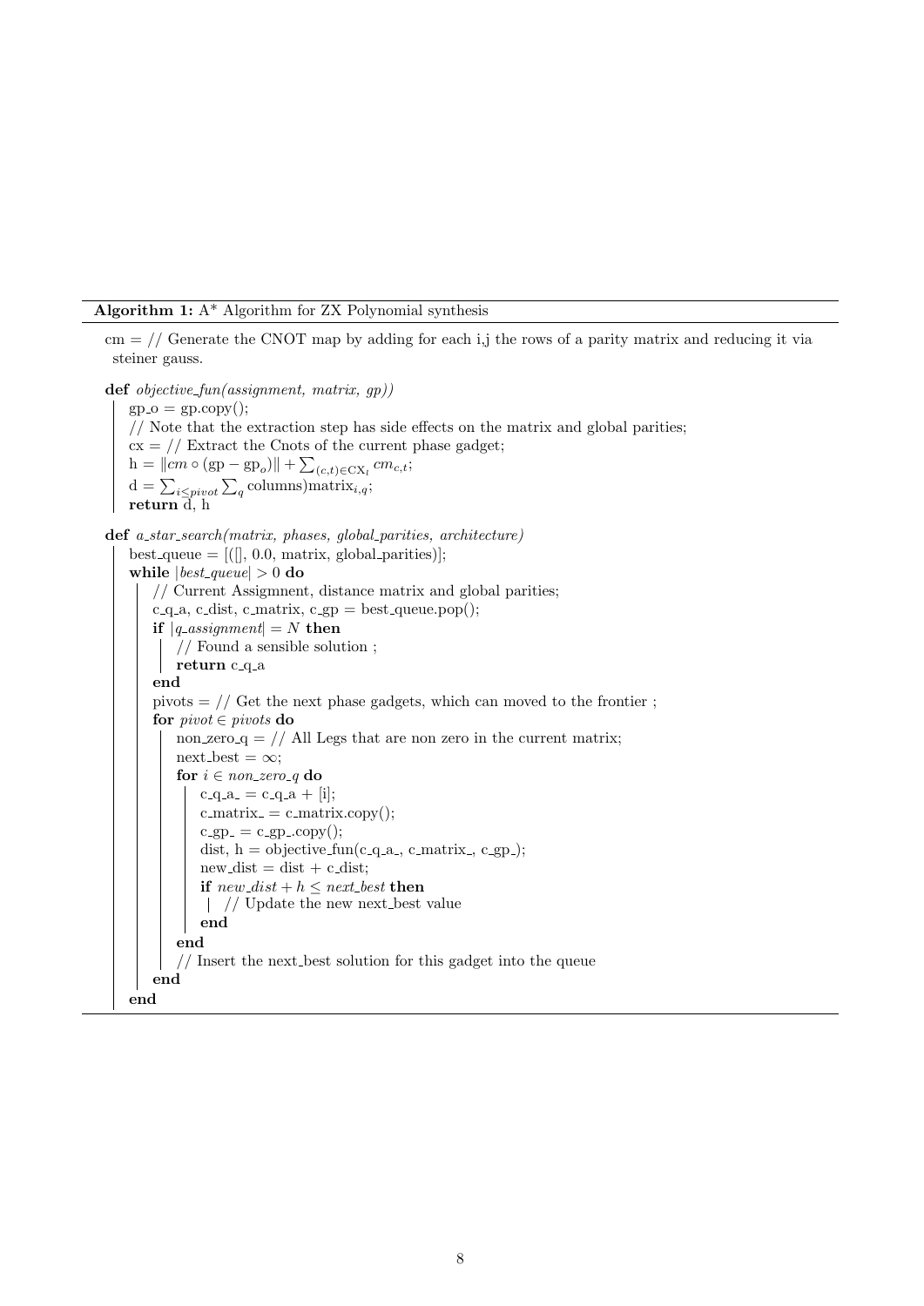**Algorithm 1:** A* Algorithm for ZX Polynomial synthesis

```
cm = // Generate the CNOT map by adding for each i,j the rows of a parity matrix and reducing it via
  steiner gauss.

def objective_fun(assignment, matrix, gp))
    gp_o = gp.copy();
    // Note that the extraction step has side effects on the matrix and global parities;
    cx = // Extract the Cnots of the current phase gadget;
    h = ‖cm ∘ (gp − gp_o)‖ + Σ_{(c,t)∈CX_t} cm_{c,t};
    d = Σ_{i≤pivot} Σ_q columns)matrix_{i,q};
    return d, h

def a_star_search(matrix, phases, global_parities, architecture)
    best_queue = [([], 0.0, matrix, global_parities)];
    while |best_queue| > 0 do
        // Current Assigmnent, distance matrix and global parities;
        c_q_a, c_dist, c_matrix, c_gp = best_queue.pop();
        if |q_assignment| = N then
            // Found a sensible solution ;
            return c_q_a
        end
        pivots = // Get the next phase gadgets, which can moved to the frontier ;
        for pivot ∈ pivots do
            non_zero_q = // All Legs that are non zero in the current matrix;
            next_best = ∞;
            for i ∈ non_zero_q do
                c_q_a_ = c_q_a + [i];
                c_matrix_ = c_matrix.copy();
                c_gp_ = c_gp_.copy();
                dist, h = objective_fun(c_q_a_, c_matrix_, c_gp_);
                new_dist = dist + c_dist;
                if new_dist + h ≤ next_best then
                    // Update the new next_best value
                end
            end
            // Insert the next_best solution for this gadget into the queue
        end
    end
```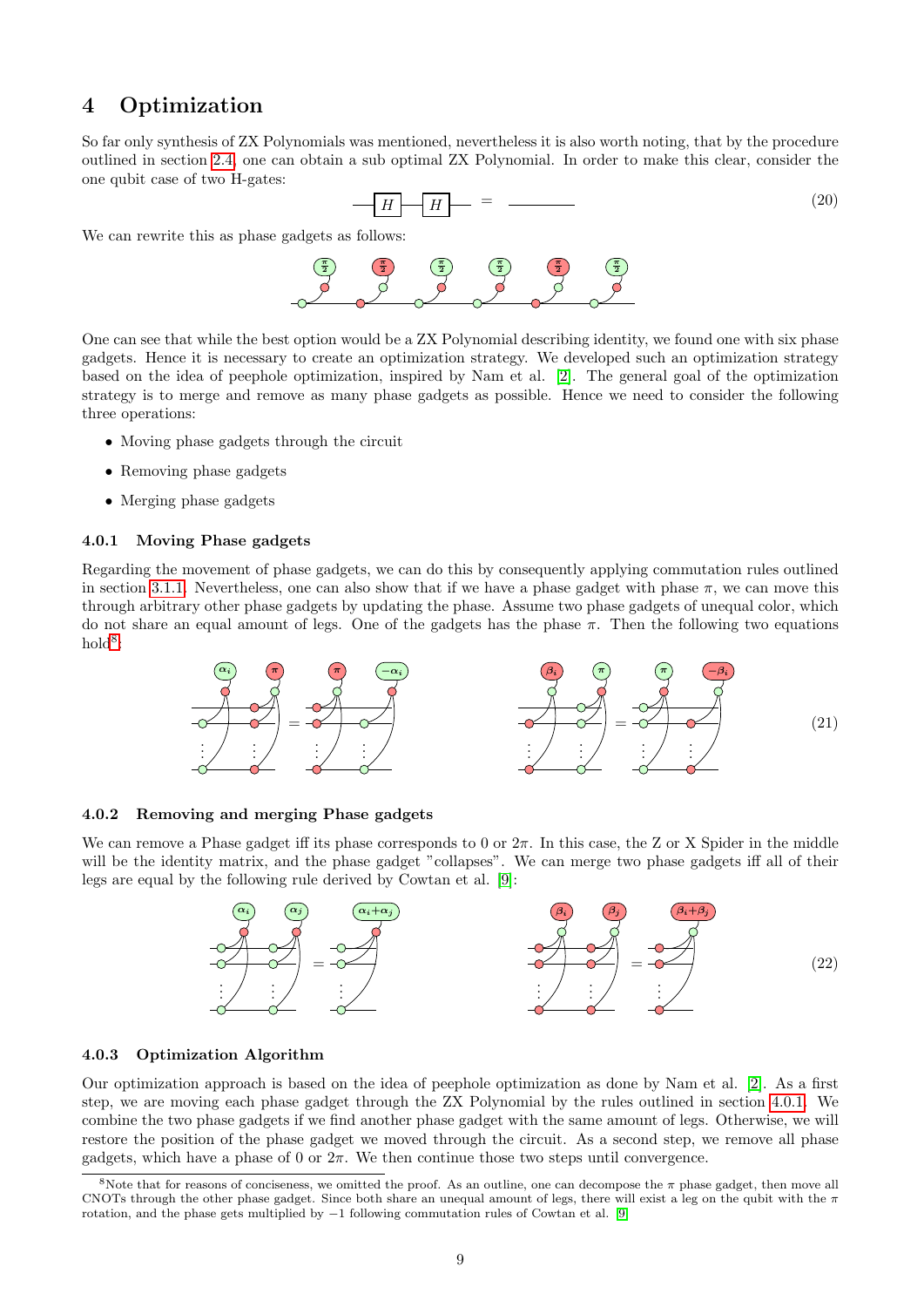# 4 Optimization

So far only synthesis of ZX Polynomials was mentioned, nevertheless it is also worth noting, that by the procedure outlined in section 2.4, one can obtain a sub optimal ZX Polynomial. In order to make this clear, consider the one qubit case of two H-gates:

$$-\boxed{H}-\boxed{H}- \quad = \quad \text{———} \tag{20}$$

We can rewrite this as phase gadgets as follows:

One can see that while the best option would be a ZX Polynomial describing identity, we found one with six phase gadgets. Hence it is necessary to create an optimization strategy. We developed such an optimization strategy based on the idea of peephole optimization, inspired by Nam et al. [2]. The general goal of the optimization strategy is to merge and remove as many phase gadgets as possible. Hence we need to consider the following three operations:

- Moving phase gadgets through the circuit
- Removing phase gadgets
- Merging phase gadgets

### 4.0.1 Moving Phase gadgets

Regarding the movement of phase gadgets, we can do this by consequently applying commutation rules outlined in section 3.1.1. Nevertheless, one can also show that if we have a phase gadget with phase $\pi$, we can move this through arbitrary other phase gadgets by updating the phase. Assume two phase gadgets of unequal color, which do not share an equal amount of legs. One of the gadgets has the phase $\pi$. Then the following two equations hold[8]:

(21)

### 4.0.2 Removing and merging Phase gadgets

We can remove a Phase gadget iff its phase corresponds to 0 or $2\pi$. In this case, the Z or X Spider in the middle will be the identity matrix, and the phase gadget "collapses". We can merge two phase gadgets iff all of their legs are equal by the following rule derived by Cowtan et al. [9]:

(22)

### 4.0.3 Optimization Algorithm

Our optimization approach is based on the idea of peephole optimization as done by Nam et al. [2]. As a first step, we are moving each phase gadget through the ZX Polynomial by the rules outlined in section 4.0.1. We combine the two phase gadgets if we find another phase gadget with the same amount of legs. Otherwise, we will restore the position of the phase gadget we moved through the circuit. As a second step, we remove all phase gadgets, which have a phase of 0 or $2\pi$. We then continue those two steps until convergence.

[8] Note that for reasons of conciseness, we omitted the proof. As an outline, one can decompose the $\pi$ phase gadget, then move all CNOTs through the other phase gadget. Since both share an unequal amount of legs, there will exist a leg on the qubit with the $\pi$ rotation, and the phase gets multiplied by $-1$ following commutation rules of Cowtan et al. [9]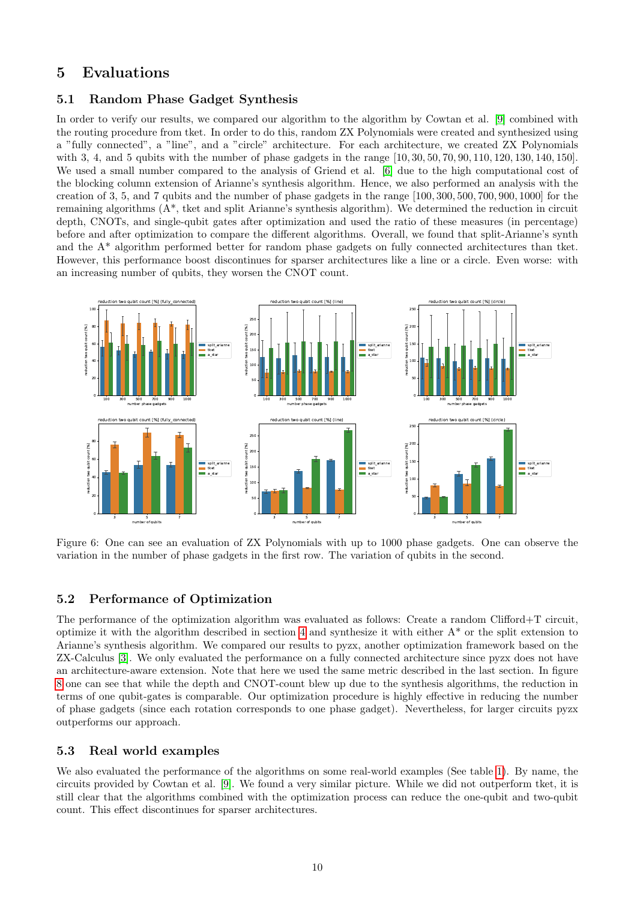## 5 Evaluations

### 5.1 Random Phase Gadget Synthesis

In order to verify our results, we compared our algorithm to the algorithm by Cowtan et al. [9] combined with the routing procedure from tket. In order to do this, random ZX Polynomials were created and synthesized using a "fully connected", a "line", and a "circle" architecture. For each architecture, we created ZX Polynomials with 3, 4, and 5 qubits with the number of phase gadgets in the range $[10, 30, 50, 70, 90, 110, 120, 130, 140, 150]$. We used a small number compared to the analysis of Griend et al. [6] due to the high computational cost of the blocking column extension of Arianne's synthesis algorithm. Hence, we also performed an analysis with the creation of 3, 5, and 7 qubits and the number of phase gadgets in the range $[100, 300, 500, 700, 900, 1000]$ for the remaining algorithms (A*, tket and split Arianne's synthesis algorithm). We determined the reduction in circuit depth, CNOTs, and single-qubit gates after optimization and used the ratio of these measures (in percentage) before and after optimization to compare the different algorithms. Overall, we found that split-Arianne's synth and the A* algorithm performed better for random phase gadgets on fully connected architectures than tket. However, this performance boost discontinues for sparser architectures like a line or a circle. Even worse: with an increasing number of qubits, they worsen the CNOT count.

Figure 6: One can see an evaluation of ZX Polynomials with up to 1000 phase gadgets. One can observe the variation in the number of phase gadgets in the first row. The variation of qubits in the second.

### 5.2 Performance of Optimization

The performance of the optimization algorithm was evaluated as follows: Create a random Clifford+T circuit, optimize it with the algorithm described in section 4 and synthesize it with either A* or the split extension to Arianne's synthesis algorithm. We compared our results to pyzx, another optimization framework based on the ZX-Calculus [3]. We only evaluated the performance on a fully connected architecture since pyzx does not have an architecture-aware extension. Note that here we used the same metric described in the last section. In figure 8 one can see that while the depth and CNOT-count blew up due to the synthesis algorithms, the reduction in terms of one qubit-gates is comparable. Our optimization procedure is highly effective in reducing the number of phase gadgets (since each rotation corresponds to one phase gadget). Nevertheless, for larger circuits pyzx outperforms our approach.

### 5.3 Real world examples

We also evaluated the performance of the algorithms on some real-world examples (See table 1). By name, the circuits provided by Cowtan et al. [9]. We found a very similar picture. While we did not outperform tket, it is still clear that the algorithms combined with the optimization process can reduce the one-qubit and two-qubit count. This effect discontinues for sparser architectures.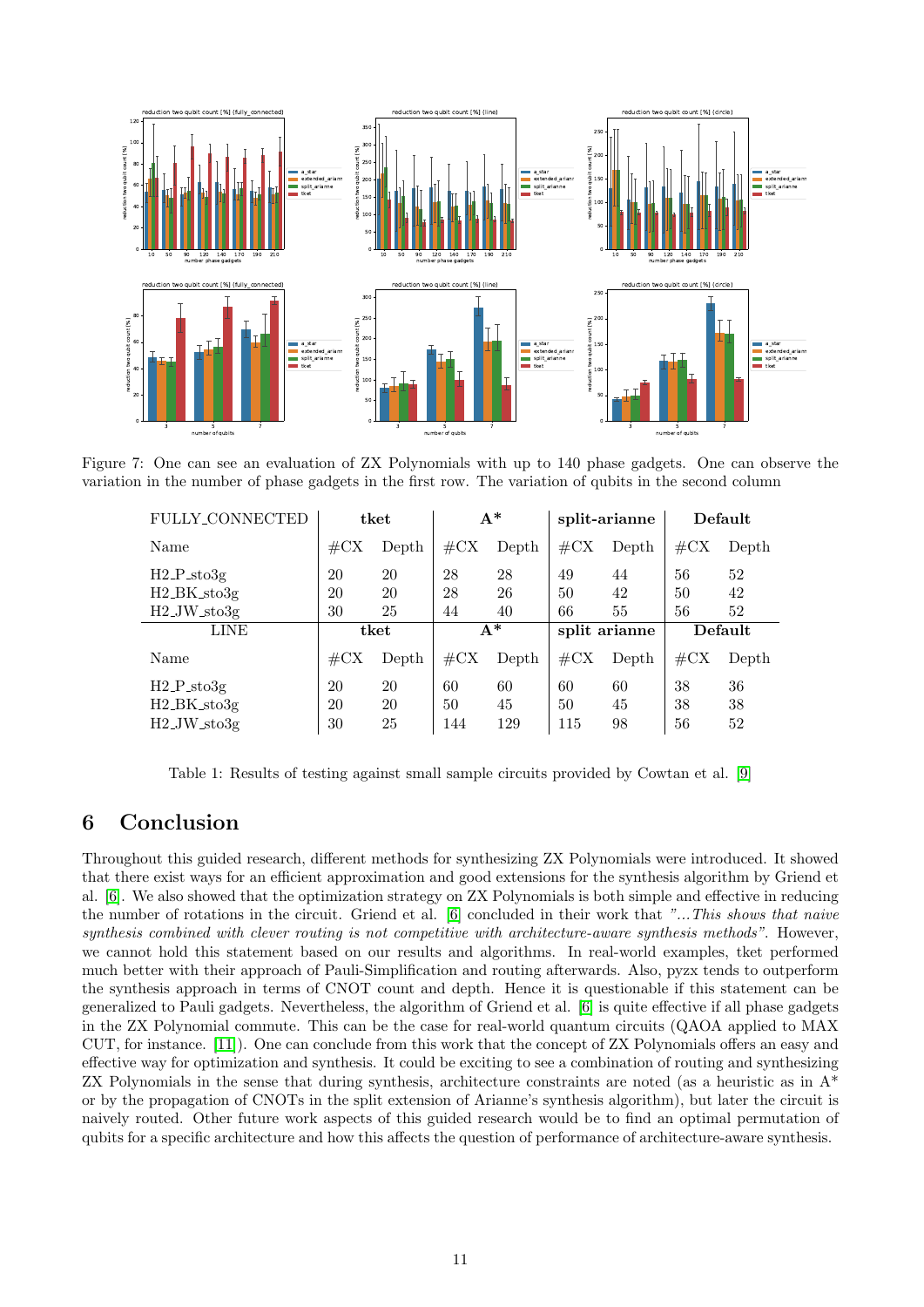Figure 7: One can see an evaluation of ZX Polynomials with up to 140 phase gadgets. One can observe the variation in the number of phase gadgets in the first row. The variation of qubits in the second column

| FULLY_CONNECTED | tket | | A* | | split-arianne | | Default | |
|---|---|---|---|---|---|---|---|---|
| Name | #CX | Depth | #CX | Depth | #CX | Depth | #CX | Depth |
| H2_P_sto3g | 20 | 20 | 28 | 28 | 49 | 44 | 56 | 52 |
| H2_BK_sto3g | 20 | 20 | 28 | 26 | 50 | 42 | 50 | 42 |
| H2_JW_sto3g | 30 | 25 | 44 | 40 | 66 | 55 | 56 | 52 |
| **LINE** | **tket** | | **A*** | | **split arianne** | | **Default** | |
| Name | #CX | Depth | #CX | Depth | #CX | Depth | #CX | Depth |
| H2_P_sto3g | 20 | 20 | 60 | 60 | 60 | 60 | 38 | 36 |
| H2_BK_sto3g | 20 | 20 | 50 | 45 | 50 | 45 | 38 | 38 |
| H2_JW_sto3g | 30 | 25 | 144 | 129 | 115 | 98 | 56 | 52 |

Table 1: Results of testing against small sample circuits provided by Cowtan et al. [9]

# 6 Conclusion

Throughout this guided research, different methods for synthesizing ZX Polynomials were introduced. It showed that there exist ways for an efficient approximation and good extensions for the synthesis algorithm by Griend et al. [6]. We also showed that the optimization strategy on ZX Polynomials is both simple and effective in reducing the number of rotations in the circuit. Griend et al. [6] concluded in their work that *"...This shows that naive synthesis combined with clever routing is not competitive with architecture-aware synthesis methods"*. However, we cannot hold this statement based on our results and algorithms. In real-world examples, tket performed much better with their approach of Pauli-Simplification and routing afterwards. Also, pyzx tends to outperform the synthesis approach in terms of CNOT count and depth. Hence it is questionable if this statement can be generalized to Pauli gadgets. Nevertheless, the algorithm of Griend et al. [6] is quite effective if all phase gadgets in the ZX Polynomial commute. This can be the case for real-world quantum circuits (QAOA applied to MAX CUT, for instance. [11]). One can conclude from this work that the concept of ZX Polynomials offers an easy and effective way for optimization and synthesis. It could be exciting to see a combination of routing and synthesizing ZX Polynomials in the sense that during synthesis, architecture constraints are noted (as a heuristic as in A* or by the propagation of CNOTs in the split extension of Arianne's synthesis algorithm), but later the circuit is naively routed. Other future work aspects of this guided research would be to find an optimal permutation of qubits for a specific architecture and how this affects the question of performance of architecture-aware synthesis.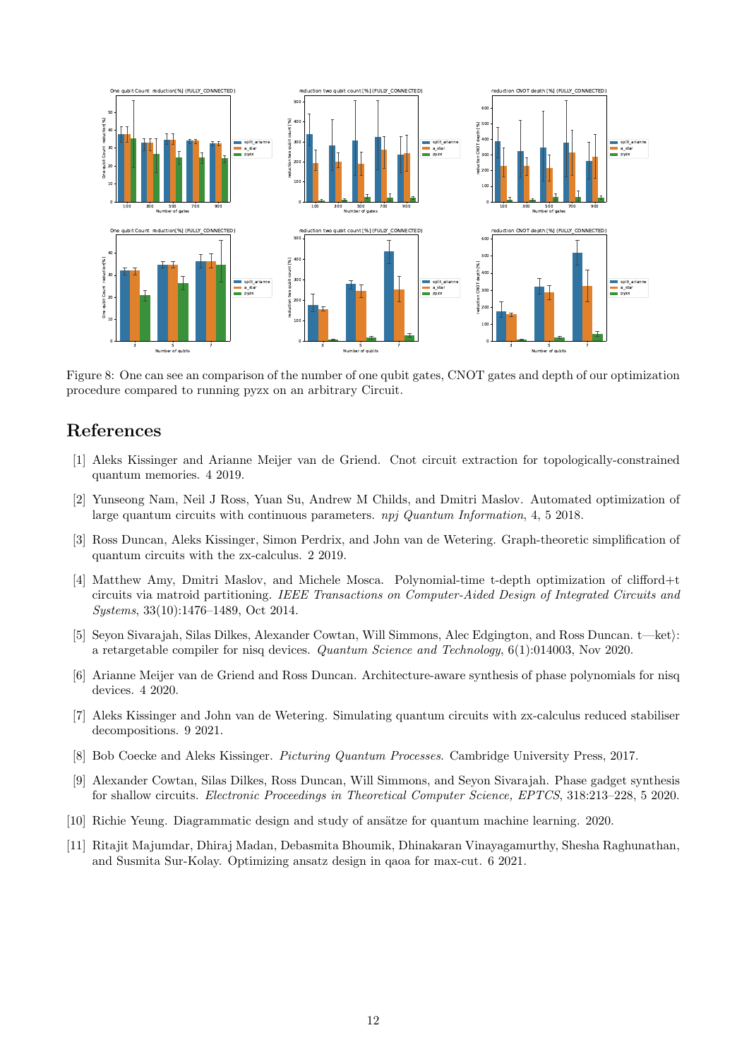One qubit Count reduction[%] (FULLY_CONNECTED)

One qubit Count reduction[%]

Number of gates

100 300 500 700 900

split_arianne
a_star
pyzx

reduction two qubit count [%] (FULLY_CONNECTED)

reduction two qubit count [%]

Number of gates

100 300 500 700 900

split_arianne
a_star
pyzx

reduction CNOT depth [%] (FULLY_CONNECTED)

reduction CNOT depth [%]

Number of gates

100 300 500 700 900

split_arianne
a_star
pyzx

One qubit Count reduction[%] (FULLY_CONNECTED)

One qubit Count reduction[%]

Number of qubits

3 5 7

split_arianne
a_star
pyzx

reduction two qubit count [%] (FULLY_CONNECTED)

reduction two qubit count [%]

Number of qubits

3 5 7

split_arianne
a_star
pyzx

reduction CNOT depth [%] (FULLY_CONNECTED)

reduction CNOT depth [%]

Number of qubits

3 5 7

split_arianne
a_star
pyzx

Figure 8: One can see an comparison of the number of one qubit gates, CNOT gates and depth of our optimization procedure compared to running pyzx on an arbitrary Circuit.

## References

[1] Aleks Kissinger and Arianne Meijer van de Griend. Cnot circuit extraction for topologically-constrained quantum memories. 4 2019.

[2] Yunseong Nam, Neil J Ross, Yuan Su, Andrew M Childs, and Dmitri Maslov. Automated optimization of large quantum circuits with continuous parameters. *npj Quantum Information*, 4, 5 2018.

[3] Ross Duncan, Aleks Kissinger, Simon Perdrix, and John van de Wetering. Graph-theoretic simplification of quantum circuits with the zx-calculus. 2 2019.

[4] Matthew Amy, Dmitri Maslov, and Michele Mosca. Polynomial-time t-depth optimization of clifford+t circuits via matroid partitioning. *IEEE Transactions on Computer-Aided Design of Integrated Circuits and Systems*, 33(10):1476–1489, Oct 2014.

[5] Seyon Sivarajah, Silas Dilkes, Alexander Cowtan, Will Simmons, Alec Edgington, and Ross Duncan. t—ket⟩: a retargetable compiler for nisq devices. *Quantum Science and Technology*, 6(1):014003, Nov 2020.

[6] Arianne Meijer van de Griend and Ross Duncan. Architecture-aware synthesis of phase polynomials for nisq devices. 4 2020.

[7] Aleks Kissinger and John van de Wetering. Simulating quantum circuits with zx-calculus reduced stabiliser decompositions. 9 2021.

[8] Bob Coecke and Aleks Kissinger. *Picturing Quantum Processes*. Cambridge University Press, 2017.

[9] Alexander Cowtan, Silas Dilkes, Ross Duncan, Will Simmons, and Seyon Sivarajah. Phase gadget synthesis for shallow circuits. *Electronic Proceedings in Theoretical Computer Science, EPTCS*, 318:213–228, 5 2020.

[10] Richie Yeung. Diagrammatic design and study of ansätze for quantum machine learning. 2020.

[11] Ritajit Majumdar, Dhiraj Madan, Debasmita Bhoumik, Dhinakaran Vinayagamurthy, Shesha Raghunathan, and Susmita Sur-Kolay. Optimizing ansatz design in qaoa for max-cut. 6 2021.